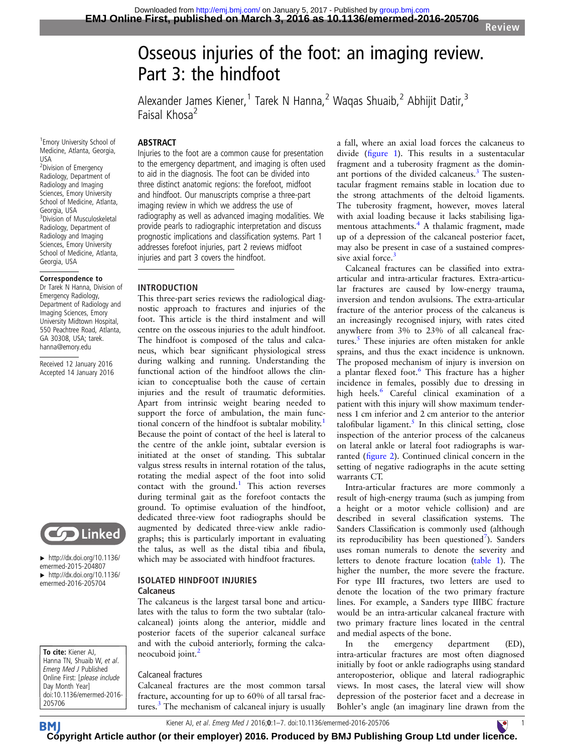Review

# Osseous injuries of the foot: an imaging review. Part 3: the hindfoot

Alexander James Kiener,[1] Tarek N Hanna,[2] Waqas Shuaib,[2] Abhijit Datir,[3] Faisal Khosa[2]

[1]Emory University School of Medicine, Atlanta, Georgia, USA
[2]Division of Emergency Radiology, Department of Radiology and Imaging Sciences, Emory University School of Medicine, Atlanta, Georgia, USA
[3]Division of Musculoskeletal Radiology, Department of Radiology and Imaging Sciences, Emory University School of Medicine, Atlanta, Georgia, USA

**Correspondence to**
Dr Tarek N Hanna, Division of Emergency Radiology, Department of Radiology and Imaging Sciences, Emory University Midtown Hospital, 550 Peachtree Road, Atlanta, GA 30308, USA; tarek.hanna@emory.edu

Received 12 January 2016
Accepted 14 January 2016

Linked
- http://dx.doi.org/10.1136/emermed-2015-204807
- http://dx.doi.org/10.1136/emermed-2016-205704

**To cite:** Kiener AJ, Hanna TN, Shuaib W, *et al*. *Emerg Med J* Published Online First: [*please include* Day Month Year] doi:10.1136/emermed-2016-205706

## ABSTRACT

Injuries to the foot are a common cause for presentation to the emergency department, and imaging is often used to aid in the diagnosis. The foot can be divided into three distinct anatomic regions: the forefoot, midfoot and hindfoot. Our manuscripts comprise a three-part imaging review in which we address the use of radiography as well as advanced imaging modalities. We provide pearls to radiographic interpretation and discuss prognostic implications and classification systems. Part 1 addresses forefoot injuries, part 2 reviews midfoot injuries and part 3 covers the hindfoot.

## INTRODUCTION

This three-part series reviews the radiological diagnostic approach to fractures and injuries of the foot. This article is the third instalment and will centre on the osseous injuries to the adult hindfoot. The hindfoot is composed of the talus and calcaneus, which bear significant physiological stress during walking and running. Understanding the functional action of the hindfoot allows the clinician to conceptualise both the cause of certain injuries and the result of traumatic deformities. Apart from intrinsic weight bearing needed to support the force of ambulation, the main functional concern of the hindfoot is subtalar mobility.[1] Because the point of contact of the heel is lateral to the centre of the ankle joint, subtalar eversion is initiated at the onset of standing. This subtalar valgus stress results in internal rotation of the talus, rotating the medial aspect of the foot into solid contact with the ground.[1] This action reverses during terminal gait as the forefoot contacts the ground. To optimise evaluation of the hindfoot, dedicated three-view foot radiographs should be augmented by dedicated three-view ankle radiographs; this is particularly important in evaluating the talus, as well as the distal tibia and fibula, which may be associated with hindfoot fractures.

## ISOLATED HINDFOOT INJURIES

### Calcaneus

The calcaneus is the largest tarsal bone and articulates with the talus to form the two subtalar (talocalcaneal) joints along the anterior, middle and posterior facets of the superior calcaneal surface and with the cuboid anteriorly, forming the calcaneocuboid joint.[2]

#### Calcaneal fractures

Calcaneal fractures are the most common tarsal fracture, accounting for up to 60% of all tarsal fractures.[3] The mechanism of calcaneal injury is usually a fall, where an axial load forces the calcaneus to divide (figure 1). This results in a sustentacular fragment and a tuberosity fragment as the dominant portions of the divided calcaneus.[3] The sustentacular fragment remains stable in location due to the strong attachments of the deltoid ligaments. The tuberosity fragment, however, moves lateral with axial loading because it lacks stabilising ligamentous attachments.[4] A thalamic fragment, made up of a depression of the calcaneal posterior facet, may also be present in case of a sustained compressive axial force.[3]

Calcaneal fractures can be classified into extra-articular and intra-articular fractures. Extra-articular fractures are caused by low-energy trauma, inversion and tendon avulsions. The extra-articular fracture of the anterior process of the calcaneus is an increasingly recognised injury, with rates cited anywhere from 3% to 23% of all calcaneal fractures.[5] These injuries are often mistaken for ankle sprains, and thus the exact incidence is unknown. The proposed mechanism of injury is inversion on a plantar flexed foot.[6] This fracture has a higher incidence in females, possibly due to dressing in high heels.[6] Careful clinical examination of a patient with this injury will show maximum tenderness 1 cm inferior and 2 cm anterior to the anterior talofibular ligament.[5] In this clinical setting, close inspection of the anterior process of the calcaneus on lateral ankle or lateral foot radiographs is warranted (figure 2). Continued clinical concern in the setting of negative radiographs in the acute setting warrants CT.

Intra-articular fractures are more commonly a result of high-energy trauma (such as jumping from a height or a motor vehicle collision) and are described in several classification systems. The Sanders Classification is commonly used (although its reproducibility has been questioned[7]). Sanders uses roman numerals to denote the severity and letters to denote fracture location (table 1). The higher the number, the more severe the fracture. For type III fractures, two letters are used to denote the location of the two primary fracture lines. For example, a Sanders type IIIBC fracture would be an intra-articular calcaneal fracture with two primary fracture lines located in the central and medial aspects of the bone.

In the emergency department (ED), intra-articular fractures are most often diagnosed initially by foot or ankle radiographs using standard anteroposterior, oblique and lateral radiographic views. In most cases, the lateral view will show depression of the posterior facet and a decrease in Bohler's angle (an imaginary line drawn from the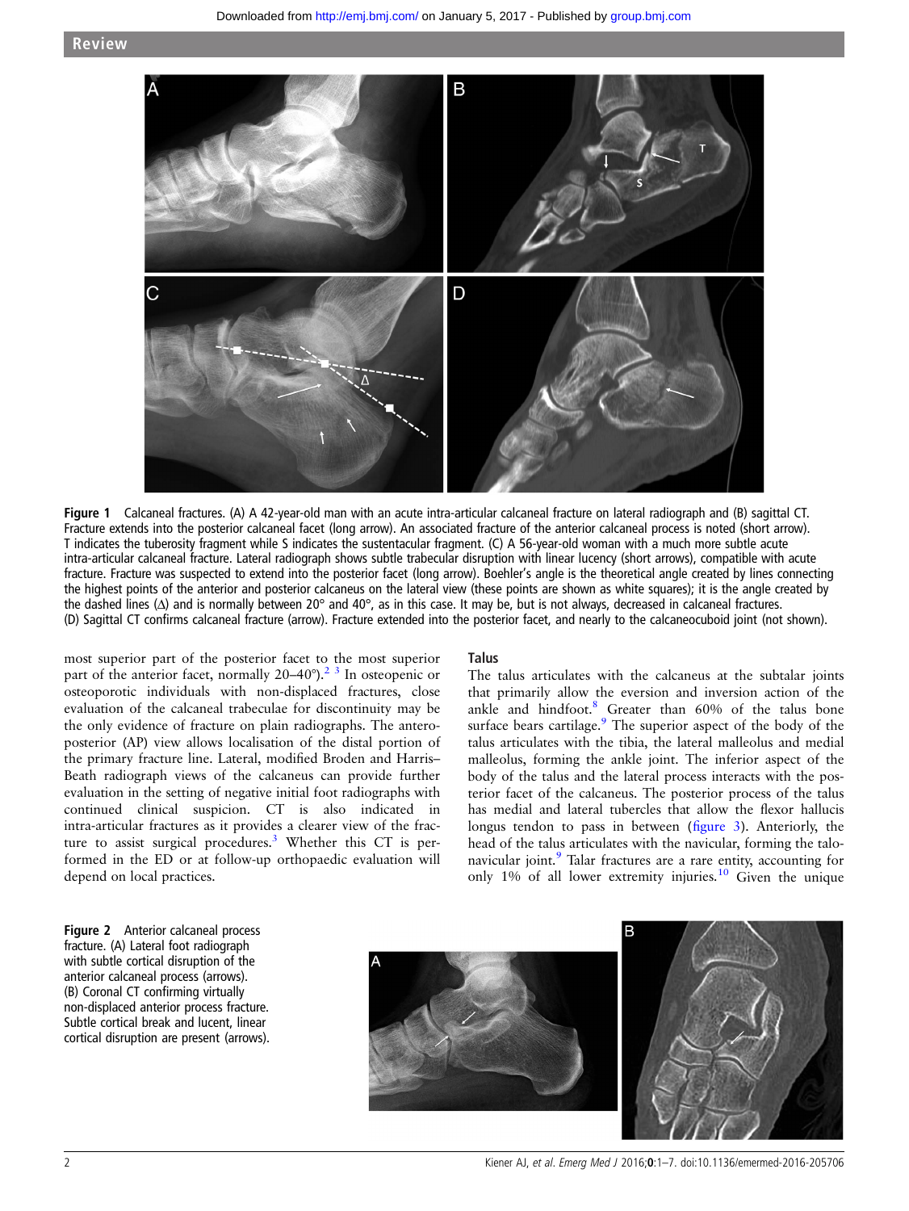Figure 1 Calcaneal fractures. (A) A 42-year-old man with an acute intra-articular calcaneal fracture on lateral radiograph and (B) sagittal CT. Fracture extends into the posterior calcaneal facet (long arrow). An associated fracture of the anterior calcaneal process is noted (short arrow). T indicates the tuberosity fragment while S indicates the sustentacular fragment. (C) A 56-year-old woman with a much more subtle acute intra-articular calcaneal fracture. Lateral radiograph shows subtle trabecular disruption with linear lucency (short arrows), compatible with acute fracture. Fracture was suspected to extend into the posterior facet (long arrow). Boehler's angle is the theoretical angle created by lines connecting the highest points of the anterior and posterior calcaneus on the lateral view (these points are shown as white squares); it is the angle created by the dashed lines (Δ) and is normally between 20° and 40°, as in this case. It may be, but is not always, decreased in calcaneal fractures. (D) Sagittal CT confirms calcaneal fracture (arrow). Fracture extended into the posterior facet, and nearly to the calcaneocuboid joint (not shown).

most superior part of the posterior facet to the most superior part of the anterior facet, normally 20–40°).[2,3] In osteopenic or osteoporotic individuals with non-displaced fractures, close evaluation of the calcaneal trabeculae for discontinuity may be the only evidence of fracture on plain radiographs. The antero-posterior (AP) view allows localisation of the distal portion of the primary fracture line. Lateral, modified Broden and Harris–Beath radiograph views of the calcaneus can provide further evaluation in the setting of negative initial foot radiographs with continued clinical suspicion. CT is also indicated in intra-articular fractures as it provides a clearer view of the fracture to assist surgical procedures.[3] Whether this CT is performed in the ED or at follow-up orthopaedic evaluation will depend on local practices.

## Talus

The talus articulates with the calcaneus at the subtalar joints that primarily allow the eversion and inversion action of the ankle and hindfoot.[8] Greater than 60% of the talus bone surface bears cartilage.[9] The superior aspect of the body of the talus articulates with the tibia, the lateral malleolus and medial malleolus, forming the ankle joint. The inferior aspect of the body of the talus and the lateral process interacts with the posterior facet of the calcaneus. The posterior process of the talus has medial and lateral tubercles that allow the flexor hallucis longus tendon to pass in between (figure 3). Anteriorly, the head of the talus articulates with the navicular, forming the talo-navicular joint.[9] Talar fractures are a rare entity, accounting for only 1% of all lower extremity injuries.[10] Given the unique

Figure 2 Anterior calcaneal process fracture. (A) Lateral foot radiograph with subtle cortical disruption of the anterior calcaneal process (arrows). (B) Coronal CT confirming virtually non-displaced anterior process fracture. Subtle cortical break and lucent, linear cortical disruption are present (arrows).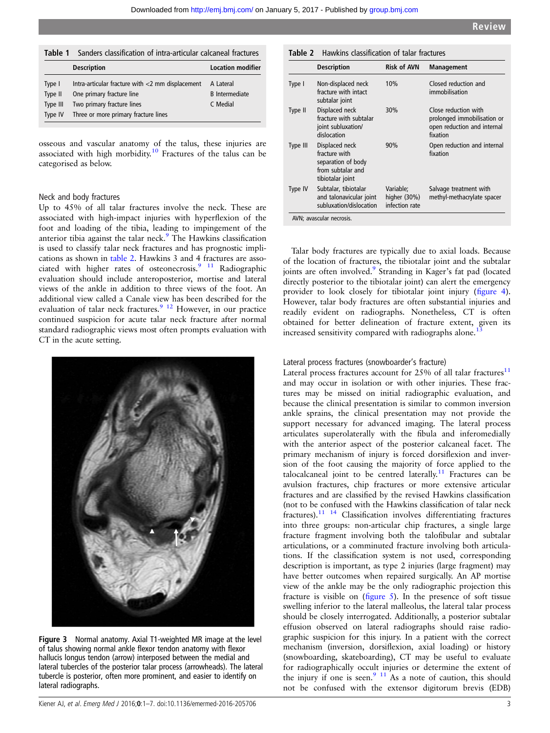**Table 1** Sanders classification of intra-articular calcaneal fractures

| | Description | Location modifier |
|---|---|---|
| Type I | Intra-articular fracture with <2 mm displacement | A Lateral |
| Type II | One primary fracture line | B Intermediate |
| Type III | Two primary fracture lines | C Medial |
| Type IV | Three or more primary fracture lines | |

osseous and vascular anatomy of the talus, these injuries are associated with high morbidity.[10] Fractures of the talus can be categorised as below.

### Neck and body fractures

Up to 45% of all talar fractures involve the neck. These are associated with high-impact injuries with hyperflexion of the foot and loading of the tibia, leading to impingement of the anterior tibia against the talar neck.[9] The Hawkins classification is used to classify talar neck fractures and has prognostic implications as shown in table 2. Hawkins 3 and 4 fractures are associated with higher rates of osteonecrosis.[9 11] Radiographic evaluation should include anteroposterior, mortise and lateral views of the ankle in addition to three views of the foot. An additional view called a Canale view has been described for the evaluation of talar neck fractures.[9 12] However, in our practice continued suspicion for acute talar neck fracture after normal standard radiographic views most often prompts evaluation with CT in the acute setting.

**Figure 3** Normal anatomy. Axial T1-weighted MR image at the level of talus showing normal ankle flexor tendon anatomy with flexor hallucis longus tendon (arrow) interposed between the medial and lateral tubercles of the posterior talar process (arrowheads). The lateral tubercle is posterior, often more prominent, and easier to identify on lateral radiographs.

**Table 2** Hawkins classification of talar fractures

| | Description | Risk of AVN | Management |
|---|---|---|---|
| Type I | Non-displaced neck fracture with intact subtalar joint | 10% | Closed reduction and immobilisation |
| Type II | Displaced neck fracture with subtalar joint subluxation/dislocation | 30% | Close reduction with prolonged immobilisation or open reduction and internal fixation |
| Type III | Displaced neck fracture with separation of body from subtalar and tibiotalar joint | 90% | Open reduction and internal fixation |
| Type IV | Subtalar, tibiotalar and talonavicular joint subluxation/dislocation | Variable; higher (30%) infection rate | Salvage treatment with methyl-methacrylate spacer |

AVN; avascular necrosis.

Talar body fractures are typically due to axial loads. Because of the location of fractures, the tibiotalar joint and the subtalar joints are often involved.[9] Stranding in Kager's fat pad (located directly posterior to the tibiotalar joint) can alert the emergency provider to look closely for tibiotalar joint injury (figure 4). However, talar body fractures are often substantial injuries and readily evident on radiographs. Nonetheless, CT is often obtained for better delineation of fracture extent, given its increased sensitivity compared with radiographs alone.[13]

### Lateral process fractures (snowboarder's fracture)

Lateral process fractures account for 25% of all talar fractures[11] and may occur in isolation or with other injuries. These fractures may be missed on initial radiographic evaluation, and because the clinical presentation is similar to common inversion ankle sprains, the clinical presentation may not provide the support necessary for advanced imaging. The lateral process articulates superolaterally with the fibula and inferomedially with the anterior aspect of the posterior calcaneal facet. The primary mechanism of injury is forced dorsiflexion and inversion of the foot causing the majority of force applied to the talocalcaneal joint to be centred laterally.[11] Fractures can be avulsion fractures, chip fractures or more extensive articular fractures and are classified by the revised Hawkins classification (not to be confused with the Hawkins classification of talar neck fractures).[11 14] Classification involves differentiating fractures into three groups: non-articular chip fractures, a single large fracture fragment involving both the talofibular and subtalar articulations, or a comminuted fracture involving both articulations. If the classification system is not used, corresponding description is important, as type 2 injuries (large fragment) may have better outcomes when repaired surgically. An AP mortise view of the ankle may be the only radiographic projection this fracture is visible on (figure 5). In the presence of soft tissue swelling inferior to the lateral malleolus, the lateral talar process should be closely interrogated. Additionally, a posterior subtalar effusion observed on lateral radiographs should raise radiographic suspicion for this injury. In a patient with the correct mechanism (inversion, dorsiflexion, axial loading) or history (snowboarding, skateboarding), CT may be useful to evaluate for radiographically occult injuries or determine the extent of the injury if one is seen.[9 11] As a note of caution, this should not be confused with the extensor digitorum brevis (EDB)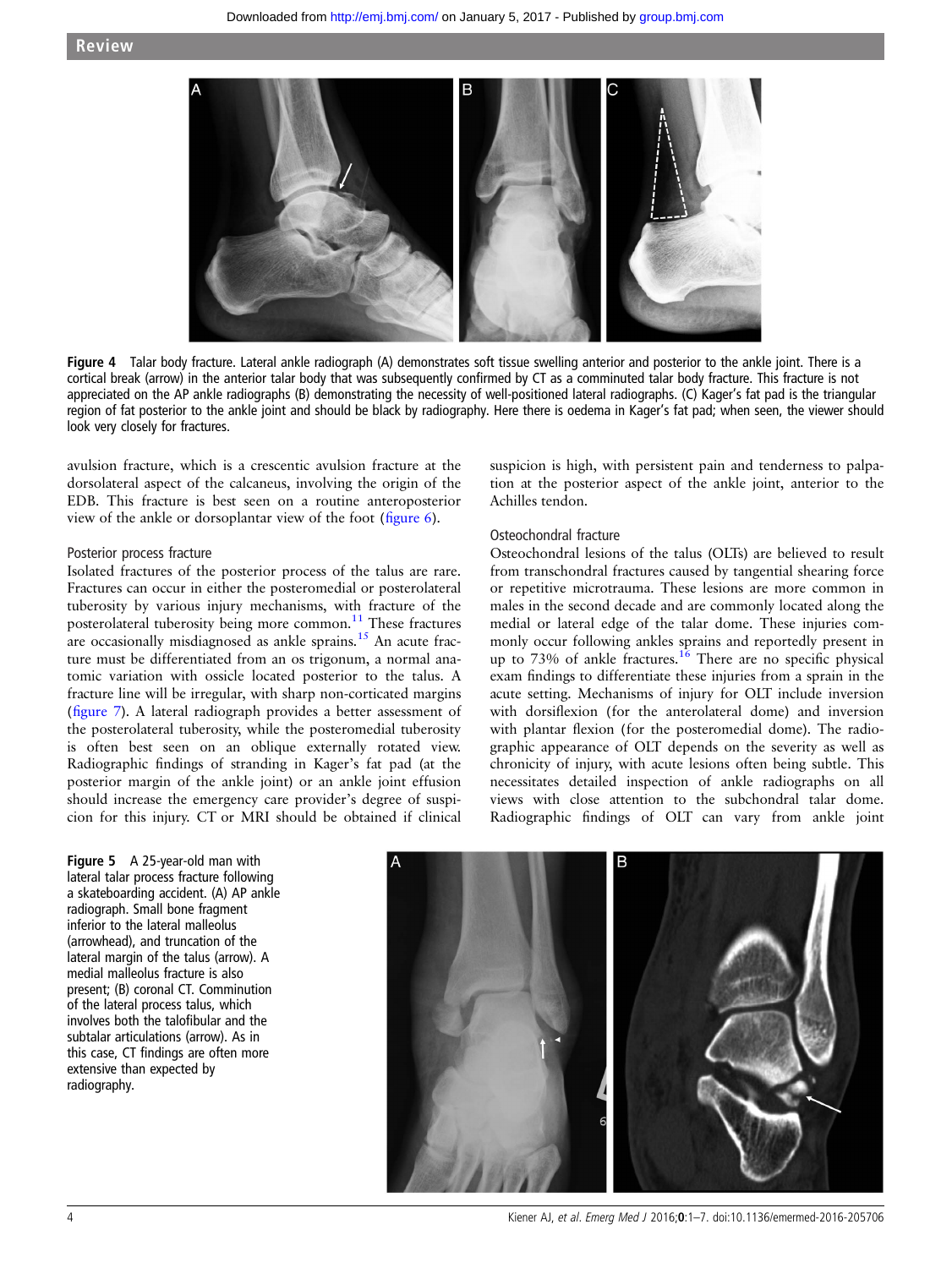Figure 4 Talar body fracture. Lateral ankle radiograph (A) demonstrates soft tissue swelling anterior and posterior to the ankle joint. There is a cortical break (arrow) in the anterior talar body that was subsequently confirmed by CT as a comminuted talar body fracture. This fracture is not appreciated on the AP ankle radiographs (B) demonstrating the necessity of well-positioned lateral radiographs. (C) Kager's fat pad is the triangular region of fat posterior to the ankle joint and should be black by radiography. Here there is oedema in Kager's fat pad; when seen, the viewer should look very closely for fractures.

avulsion fracture, which is a crescentic avulsion fracture at the dorsolateral aspect of the calcaneus, involving the origin of the EDB. This fracture is best seen on a routine anteroposterior view of the ankle or dorsoplantar view of the foot (figure 6).

### Posterior process fracture

Isolated fractures of the posterior process of the talus are rare. Fractures can occur in either the posteromedial or posterolateral tuberosity by various injury mechanisms, with fracture of the posterolateral tuberosity being more common.[11] These fractures are occasionally misdiagnosed as ankle sprains.[15] An acute fracture must be differentiated from an os trigonum, a normal anatomic variation with ossicle located posterior to the talus. A fracture line will be irregular, with sharp non-corticated margins (figure 7). A lateral radiograph provides a better assessment of the posterolateral tuberosity, while the posteromedial tuberosity is often best seen on an oblique externally rotated view. Radiographic findings of stranding in Kager's fat pad (at the posterior margin of the ankle joint) or an ankle joint effusion should increase the emergency care provider's degree of suspicion for this injury. CT or MRI should be obtained if clinical suspicion is high, with persistent pain and tenderness to palpation at the posterior aspect of the ankle joint, anterior to the Achilles tendon.

### Osteochondral fracture

Osteochondral lesions of the talus (OLTs) are believed to result from transchondral fractures caused by tangential shearing force or repetitive microtrauma. These lesions are more common in males in the second decade and are commonly located along the medial or lateral edge of the talar dome. These injuries commonly occur following ankles sprains and reportedly present in up to 73% of ankle fractures.[16] There are no specific physical exam findings to differentiate these injuries from a sprain in the acute setting. Mechanisms of injury for OLT include inversion with dorsiflexion (for the anterolateral dome) and inversion with plantar flexion (for the posteromedial dome). The radiographic appearance of OLT depends on the severity as well as chronicity of injury, with acute lesions often being subtle. This necessitates detailed inspection of ankle radiographs on all views with close attention to the subchondral talar dome. Radiographic findings of OLT can vary from ankle joint

Figure 5 A 25-year-old man with lateral talar process fracture following a skateboarding accident. (A) AP ankle radiograph. Small bone fragment inferior to the lateral malleolus (arrowhead), and truncation of the lateral margin of the talus (arrow). A medial malleolus fracture is also present; (B) coronal CT. Comminution of the lateral process talus, which involves both the talofibular and the subtalar articulations (arrow). As in this case, CT findings are often more extensive than expected by radiography.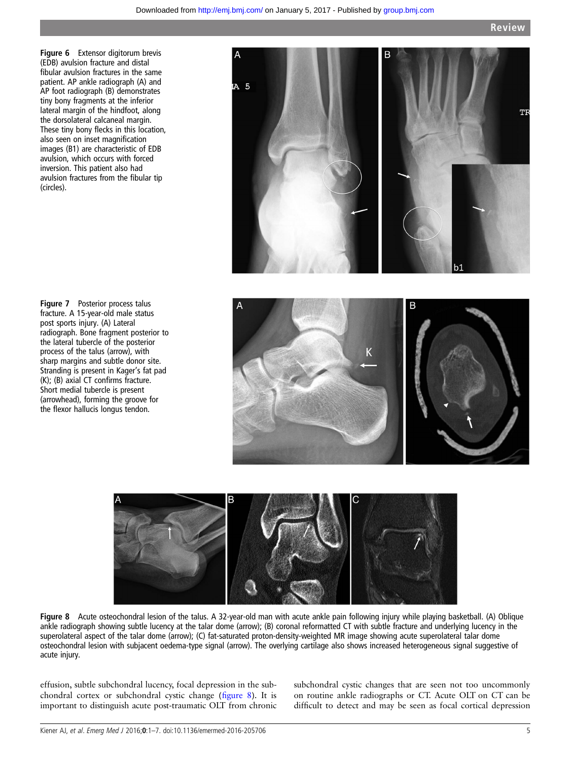**Figure 6** Extensor digitorum brevis (EDB) avulsion fracture and distal fibular avulsion fractures in the same patient. AP ankle radiograph (A) and AP foot radiograph (B) demonstrates tiny bony fragments at the inferior lateral margin of the hindfoot, along the dorsolateral calcaneal margin. These tiny bony flecks in this location, also seen on inset magnification images (B1) are characteristic of EDB avulsion, which occurs with forced inversion. This patient also had avulsion fractures from the fibular tip (circles).

**Figure 7** Posterior process talus fracture. A 15-year-old male status post sports injury. (A) Lateral radiograph. Bone fragment posterior to the lateral tubercle of the posterior process of the talus (arrow), with sharp margins and subtle donor site. Stranding is present in Kager's fat pad (K); (B) axial CT confirms fracture. Short medial tubercle is present (arrowhead), forming the groove for the flexor hallucis longus tendon.

**Figure 8** Acute osteochondral lesion of the talus. A 32-year-old man with acute ankle pain following injury while playing basketball. (A) Oblique ankle radiograph showing subtle lucency at the talar dome (arrow); (B) coronal reformatted CT with subtle fracture and underlying lucency in the superolateral aspect of the talar dome (arrow); (C) fat-saturated proton-density-weighted MR image showing acute superolateral talar dome osteochondral lesion with subjacent oedema-type signal (arrow). The overlying cartilage also shows increased heterogeneous signal suggestive of acute injury.

effusion, subtle subchondral lucency, focal depression in the subchondral cortex or subchondral cystic change (figure 8). It is important to distinguish acute post-traumatic OLT from chronic subchondral cystic changes that are seen not too uncommonly on routine ankle radiographs or CT. Acute OLT on CT can be difficult to detect and may be seen as focal cortical depression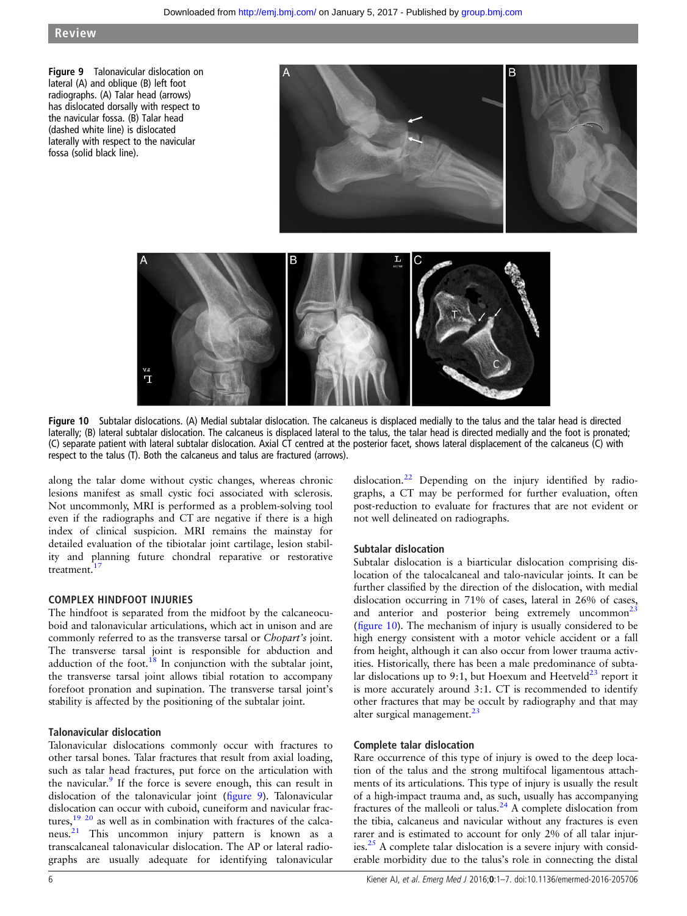Figure 9 Talonavicular dislocation on lateral (A) and oblique (B) left foot radiographs. (A) Talar head (arrows) has dislocated dorsally with respect to the navicular fossa. (B) Talar head (dashed white line) is dislocated laterally with respect to the navicular fossa (solid black line).

Figure 10 Subtalar dislocations. (A) Medial subtalar dislocation. The calcaneus is displaced medially to the talus and the talar head is directed laterally; (B) lateral subtalar dislocation. The calcaneus is displaced lateral to the talus, the talar head is directed medially and the foot is pronated; (C) separate patient with lateral subtalar dislocation. Axial CT centred at the posterior facet, shows lateral displacement of the calcaneus (C) with respect to the talus (T). Both the calcaneus and talus are fractured (arrows).

along the talar dome without cystic changes, whereas chronic lesions manifest as small cystic foci associated with sclerosis. Not uncommonly, MRI is performed as a problem-solving tool even if the radiographs and CT are negative if there is a high index of clinical suspicion. MRI remains the mainstay for detailed evaluation of the tibiotalar joint cartilage, lesion stability and planning future chondral reparative or restorative treatment.[17]

## COMPLEX HINDFOOT INJURIES

The hindfoot is separated from the midfoot by the calcaneocuboid and talonavicular articulations, which act in unison and are commonly referred to as the transverse tarsal or *Chopart's* joint. The transverse tarsal joint is responsible for abduction and adduction of the foot.[18] In conjunction with the subtalar joint, the transverse tarsal joint allows tibial rotation to accompany forefoot pronation and supination. The transverse tarsal joint's stability is affected by the positioning of the subtalar joint.

### Talonavicular dislocation

Talonavicular dislocations commonly occur with fractures to other tarsal bones. Talar fractures that result from axial loading, such as talar head fractures, put force on the articulation with the navicular.[9] If the force is severe enough, this can result in dislocation of the talonavicular joint (figure 9). Talonavicular dislocation can occur with cuboid, cuneiform and navicular fractures,[19 20] as well as in combination with fractures of the calcaneus.[21] This uncommon injury pattern is known as a transcalcaneal talonavicular dislocation. The AP or lateral radiographs are usually adequate for identifying talonavicular dislocation.[22] Depending on the injury identified by radiographs, a CT may be performed for further evaluation, often post-reduction to evaluate for fractures that are not evident or not well delineated on radiographs.

### Subtalar dislocation

Subtalar dislocation is a biarticular dislocation comprising dislocation of the talocalcaneal and talo-navicular joints. It can be further classified by the direction of the dislocation, with medial dislocation occurring in 71% of cases, lateral in 26% of cases, and anterior and posterior being extremely uncommon[23] (figure 10). The mechanism of injury is usually considered to be high energy consistent with a motor vehicle accident or a fall from height, although it can also occur from lower trauma activities. Historically, there has been a male predominance of subtalar dislocations up to 9:1, but Hoexum and Heetveld[23] report it is more accurately around 3:1. CT is recommended to identify other fractures that may be occult by radiography and that may alter surgical management.[23]

### Complete talar dislocation

Rare occurrence of this type of injury is owed to the deep location of the talus and the strong multifocal ligamentous attachments of its articulations. This type of injury is usually the result of a high-impact trauma and, as such, usually has accompanying fractures of the malleoli or talus.[24] A complete dislocation from the tibia, calcaneus and navicular without any fractures is even rarer and is estimated to account for only 2% of all talar injuries.[25] A complete talar dislocation is a severe injury with considerable morbidity due to the talus's role in connecting the distal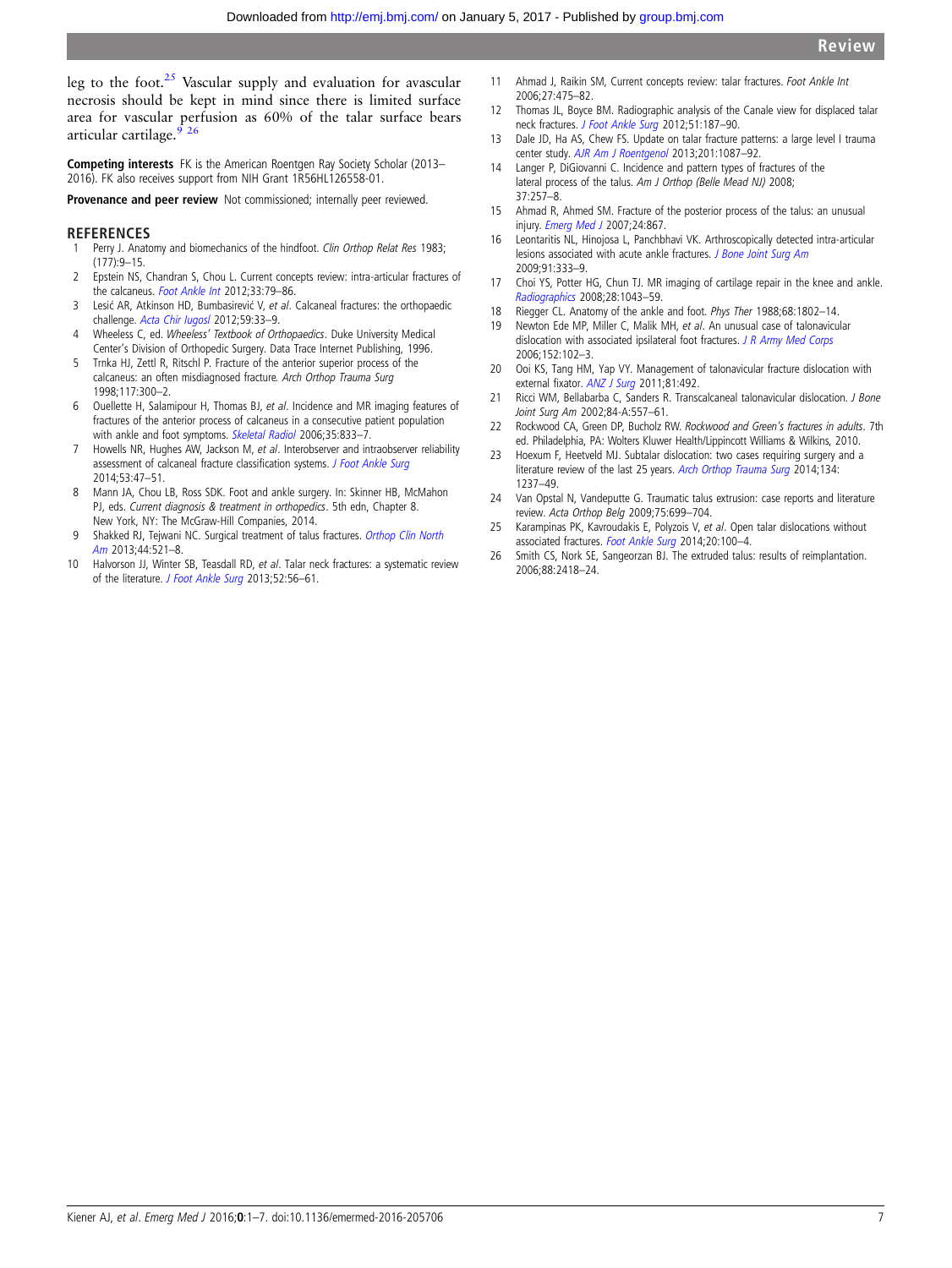leg to the foot.[25] Vascular supply and evaluation for avascular necrosis should be kept in mind since there is limited surface area for vascular perfusion as 60% of the talar surface bears articular cartilage.[9 26]

**Competing interests** FK is the American Roentgen Ray Society Scholar (2013–2016). FK also receives support from NIH Grant 1R56HL126558-01.

**Provenance and peer review** Not commissioned; internally peer reviewed.

## REFERENCES

1. Perry J. Anatomy and biomechanics of the hindfoot. *Clin Orthop Relat Res* 1983;(177):9–15.
2. Epstein NS, Chandran S, Chou L. Current concepts review: intra-articular fractures of the calcaneus. *Foot Ankle Int* 2012;33:79–86.
3. Lesić AR, Atkinson HD, Bumbasirević V, *et al*. Calcaneal fractures: the orthopaedic challenge. *Acta Chir Iugosl* 2012;59:33–9.
4. Wheeless C, ed. *Wheeless' Textbook of Orthopaedics*. Duke University Medical Center's Division of Orthopedic Surgery. Data Trace Internet Publishing, 1996.
5. Trnka HJ, Zettl R, Ritschl P. Fracture of the anterior superior process of the calcaneus: an often misdiagnosed fracture. *Arch Orthop Trauma Surg* 1998;117:300–2.
6. Ouellette H, Salamipour H, Thomas BJ, *et al*. Incidence and MR imaging features of fractures of the anterior process of calcaneus in a consecutive patient population with ankle and foot symptoms. *Skeletal Radiol* 2006;35:833–7.
7. Howells NR, Hughes AW, Jackson M, *et al*. Interobserver and intraobserver reliability assessment of calcaneal fracture classification systems. *J Foot Ankle Surg* 2014;53:47–51.
8. Mann JA, Chou LB, Ross SDK. Foot and ankle surgery. In: Skinner HB, McMahon PJ, eds. *Current diagnosis & treatment in orthopedics*. 5th edn, Chapter 8. New York, NY: The McGraw-Hill Companies, 2014.
9. Shakked RJ, Tejwani NC. Surgical treatment of talus fractures. *Orthop Clin North Am* 2013;44:521–8.
10. Halvorson JJ, Winter SB, Teasdall RD, *et al*. Talar neck fractures: a systematic review of the literature. *J Foot Ankle Surg* 2013;52:56–61.
11. Ahmad J, Raikin SM, Current concepts review: talar fractures. *Foot Ankle Int* 2006;27:475–82.
12. Thomas JL, Boyce BM. Radiographic analysis of the Canale view for displaced talar neck fractures. *J Foot Ankle Surg* 2012;51:187–90.
13. Dale JD, Ha AS, Chew FS. Update on talar fracture patterns: a large level I trauma center study. *AJR Am J Roentgenol* 2013;201:1087–92.
14. Langer P, DiGiovanni C. Incidence and pattern types of fractures of the lateral process of the talus. *Am J Orthop (Belle Mead NJ)* 2008;37:257–8.
15. Ahmad R, Ahmed SM. Fracture of the posterior process of the talus: an unusual injury. *Emerg Med J* 2007;24:867.
16. Leontaritis NL, Hinojosa L, Panchbhavi VK. Arthroscopically detected intra-articular lesions associated with acute ankle fractures. *J Bone Joint Surg Am* 2009;91:333–9.
17. Choi YS, Potter HG, Chun TJ. MR imaging of cartilage repair in the knee and ankle. *Radiographics* 2008;28:1043–59.
18. Riegger CL. Anatomy of the ankle and foot. *Phys Ther* 1988;68:1802–14.
19. Newton Ede MP, Miller C, Malik MH, *et al*. An unusual case of talonavicular dislocation with associated ipsilateral foot fractures. *J R Army Med Corps* 2006;152:102–3.
20. Ooi KS, Tang HM, Yap VY. Management of talonavicular fracture dislocation with external fixator. *ANZ J Surg* 2011;81:492.
21. Ricci WM, Bellabarba C, Sanders R. Transcalcaneal talonavicular dislocation. *J Bone Joint Surg Am* 2002;84-A:557–61.
22. Rockwood CA, Green DP, Bucholz RW. *Rockwood and Green's fractures in adults*. 7th ed. Philadelphia, PA: Wolters Kluwer Health/Lippincott Williams & Wilkins, 2010.
23. Hoexum F, Heetveld MJ. Subtalar dislocation: two cases requiring surgery and a literature review of the last 25 years. *Arch Orthop Trauma Surg* 2014;134:1237–49.
24. Van Opstal N, Vandeputte G. Traumatic talus extrusion: case reports and literature review. *Acta Orthop Belg* 2009;75:699–704.
25. Karampinas PK, Kavroudakis E, Polyzois V, *et al*. Open talar dislocations without associated fractures. *Foot Ankle Surg* 2014;20:100–4.
26. Smith CS, Nork SE, Sangeorzan BJ. The extruded talus: results of reimplantation. 2006;88:2418–24.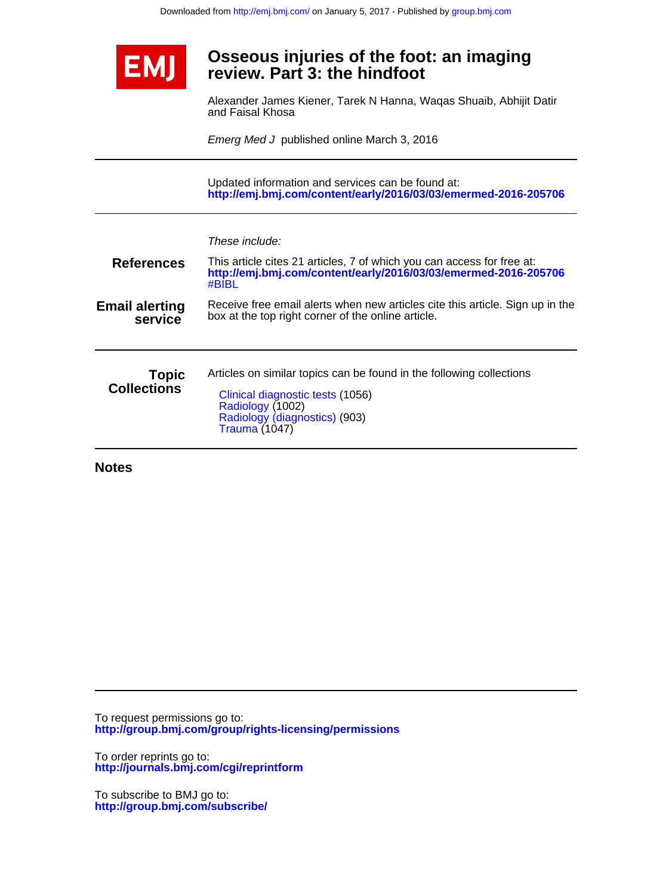Downloaded from http://emj.bmj.com/ on January 5, 2017 - Published by group.bmj.com

EMJ

# Osseous injuries of the foot: an imaging review. Part 3: the hindfoot

Alexander James Kiener, Tarek N Hanna, Waqas Shuaib, Abhijit Datir and Faisal Khosa

*Emerg Med J* published online March 3, 2016

Updated information and services can be found at:
**http://emj.bmj.com/content/early/2016/03/03/emermed-2016-205706**

*These include:*

**References**

This article cites 21 articles, 7 of which you can access for free at:
**http://emj.bmj.com/content/early/2016/03/03/emermed-2016-205706**
#BIBL

**Email alerting service**

Receive free email alerts when new articles cite this article. Sign up in the box at the top right corner of the online article.

**Topic Collections**

Articles on similar topics can be found in the following collections

- Clinical diagnostic tests (1056)
- Radiology (1002)
- Radiology (diagnostics) (903)
- Trauma (1047)

## Notes

To request permissions go to:
**http://group.bmj.com/group/rights-licensing/permissions**

To order reprints go to:
**http://journals.bmj.com/cgi/reprintform**

To subscribe to BMJ go to:
**http://group.bmj.com/subscribe/**